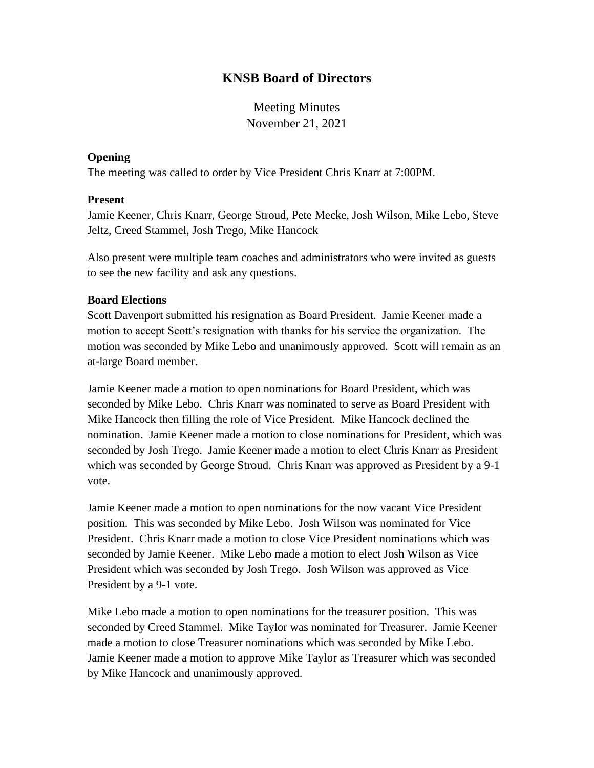# KNSB Board of Directors

Meeting Minutes
November 21, 2021

**Opening**

The meeting was called to order by Vice President Chris Knarr at 7:00PM.

**Present**

Jamie Keener, Chris Knarr, George Stroud, Pete Mecke, Josh Wilson, Mike Lebo, Steve Jeltz, Creed Stammel, Josh Trego, Mike Hancock

Also present were multiple team coaches and administrators who were invited as guests to see the new facility and ask any questions.

**Board Elections**

Scott Davenport submitted his resignation as Board President. Jamie Keener made a motion to accept Scott's resignation with thanks for his service the organization. The motion was seconded by Mike Lebo and unanimously approved. Scott will remain as an at-large Board member.

Jamie Keener made a motion to open nominations for Board President, which was seconded by Mike Lebo. Chris Knarr was nominated to serve as Board President with Mike Hancock then filling the role of Vice President. Mike Hancock declined the nomination. Jamie Keener made a motion to close nominations for President, which was seconded by Josh Trego. Jamie Keener made a motion to elect Chris Knarr as President which was seconded by George Stroud. Chris Knarr was approved as President by a 9-1 vote.

Jamie Keener made a motion to open nominations for the now vacant Vice President position. This was seconded by Mike Lebo. Josh Wilson was nominated for Vice President. Chris Knarr made a motion to close Vice President nominations which was seconded by Jamie Keener. Mike Lebo made a motion to elect Josh Wilson as Vice President which was seconded by Josh Trego. Josh Wilson was approved as Vice President by a 9-1 vote.

Mike Lebo made a motion to open nominations for the treasurer position. This was seconded by Creed Stammel. Mike Taylor was nominated for Treasurer. Jamie Keener made a motion to close Treasurer nominations which was seconded by Mike Lebo. Jamie Keener made a motion to approve Mike Taylor as Treasurer which was seconded by Mike Hancock and unanimously approved.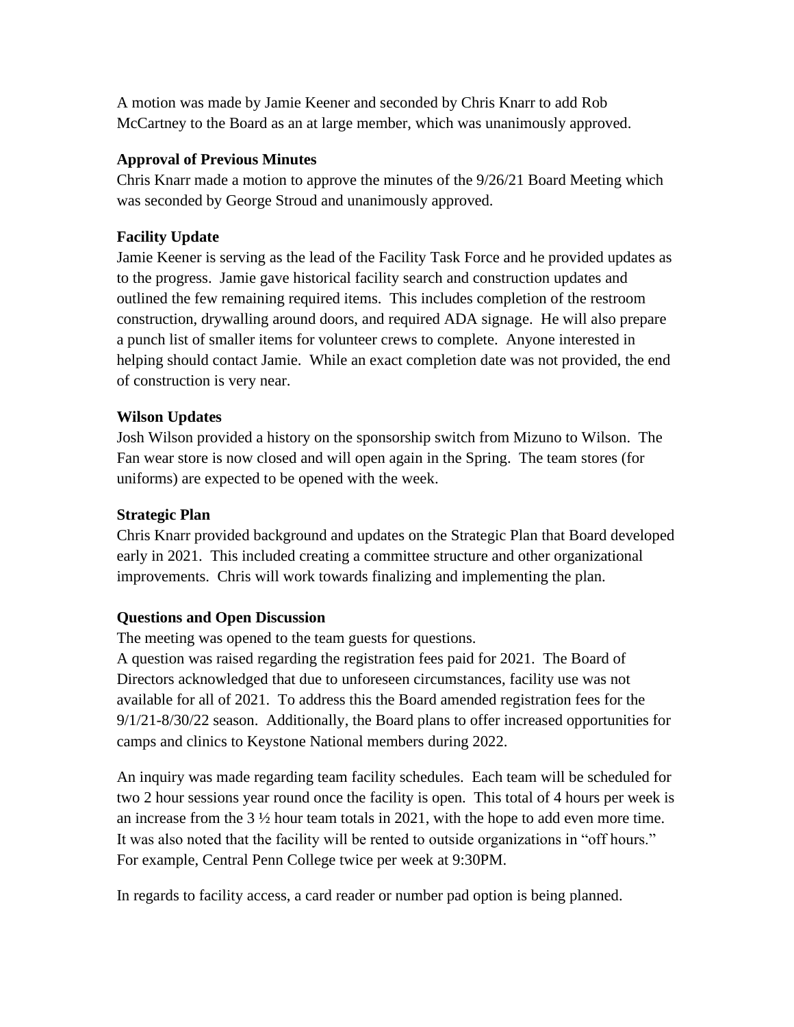A motion was made by Jamie Keener and seconded by Chris Knarr to add Rob McCartney to the Board as an at large member, which was unanimously approved.

**Approval of Previous Minutes**

Chris Knarr made a motion to approve the minutes of the 9/26/21 Board Meeting which was seconded by George Stroud and unanimously approved.

**Facility Update**

Jamie Keener is serving as the lead of the Facility Task Force and he provided updates as to the progress. Jamie gave historical facility search and construction updates and outlined the few remaining required items. This includes completion of the restroom construction, drywalling around doors, and required ADA signage. He will also prepare a punch list of smaller items for volunteer crews to complete. Anyone interested in helping should contact Jamie. While an exact completion date was not provided, the end of construction is very near.

**Wilson Updates**

Josh Wilson provided a history on the sponsorship switch from Mizuno to Wilson. The Fan wear store is now closed and will open again in the Spring. The team stores (for uniforms) are expected to be opened with the week.

**Strategic Plan**

Chris Knarr provided background and updates on the Strategic Plan that Board developed early in 2021. This included creating a committee structure and other organizational improvements. Chris will work towards finalizing and implementing the plan.

**Questions and Open Discussion**

The meeting was opened to the team guests for questions.

A question was raised regarding the registration fees paid for 2021. The Board of Directors acknowledged that due to unforeseen circumstances, facility use was not available for all of 2021. To address this the Board amended registration fees for the 9/1/21-8/30/22 season. Additionally, the Board plans to offer increased opportunities for camps and clinics to Keystone National members during 2022.

An inquiry was made regarding team facility schedules. Each team will be scheduled for two 2 hour sessions year round once the facility is open. This total of 4 hours per week is an increase from the 3 ½ hour team totals in 2021, with the hope to add even more time. It was also noted that the facility will be rented to outside organizations in "off hours." For example, Central Penn College twice per week at 9:30PM.

In regards to facility access, a card reader or number pad option is being planned.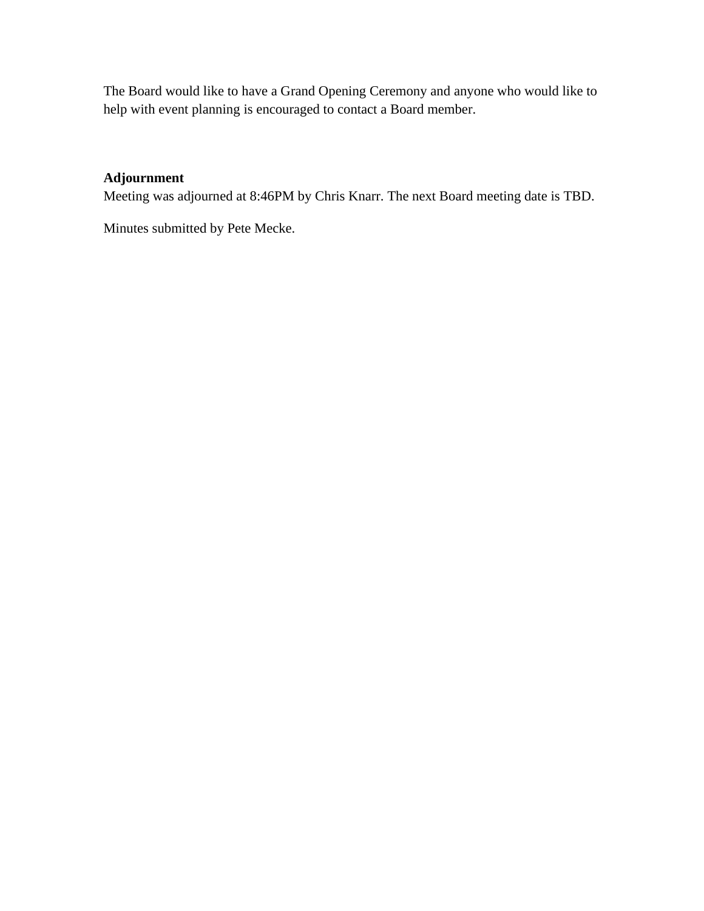The Board would like to have a Grand Opening Ceremony and anyone who would like to help with event planning is encouraged to contact a Board member.

**Adjournment**
Meeting was adjourned at 8:46PM by Chris Knarr. The next Board meeting date is TBD.

Minutes submitted by Pete Mecke.